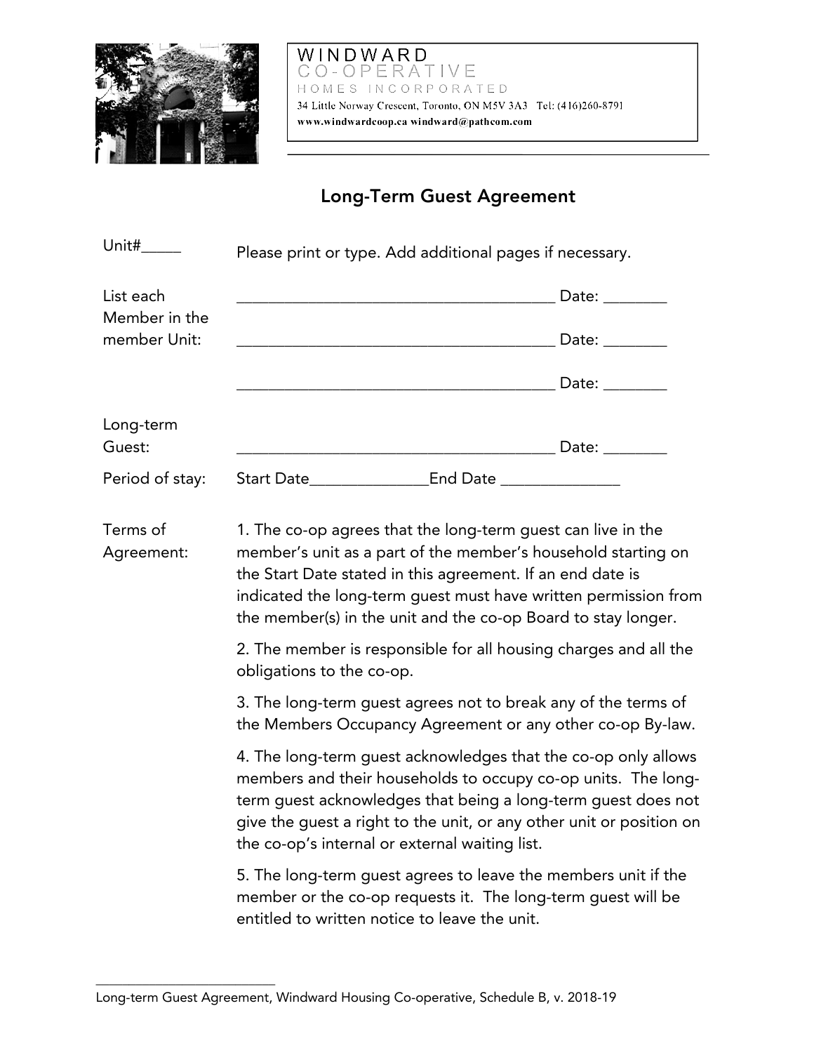WINDWARD
CO-OPERATIVE
HOMES INCORPORATED
34 Little Norway Crescent, Toronto, ON M5V 3A3 Tel: (416)260-8791
www.windwardcoop.ca windward@pathcom.com

## Long-Term Guest Agreement

Unit#_____

Please print or type. Add additional pages if necessary.

List each Member in the member Unit:

_______________________________________ Date: ________

_______________________________________ Date: ________

_______________________________________ Date: ________

Long-term Guest: _______________________________________ Date: ________

Period of stay: Start Date______________End Date ______________

Terms of Agreement:

1. The co-op agrees that the long-term guest can live in the member's unit as a part of the member's household starting on the Start Date stated in this agreement. If an end date is indicated the long-term guest must have written permission from the member(s) in the unit and the co-op Board to stay longer.

2. The member is responsible for all housing charges and all the obligations to the co-op.

3. The long-term guest agrees not to break any of the terms of the Members Occupancy Agreement or any other co-op By-law.

4. The long-term guest acknowledges that the co-op only allows members and their households to occupy co-op units. The long-term guest acknowledges that being a long-term guest does not give the guest a right to the unit, or any other unit or position on the co-op's internal or external waiting list.

5. The long-term guest agrees to leave the members unit if the member or the co-op requests it. The long-term guest will be entitled to written notice to leave the unit.

Long-term Guest Agreement, Windward Housing Co-operative, Schedule B, v. 2018-19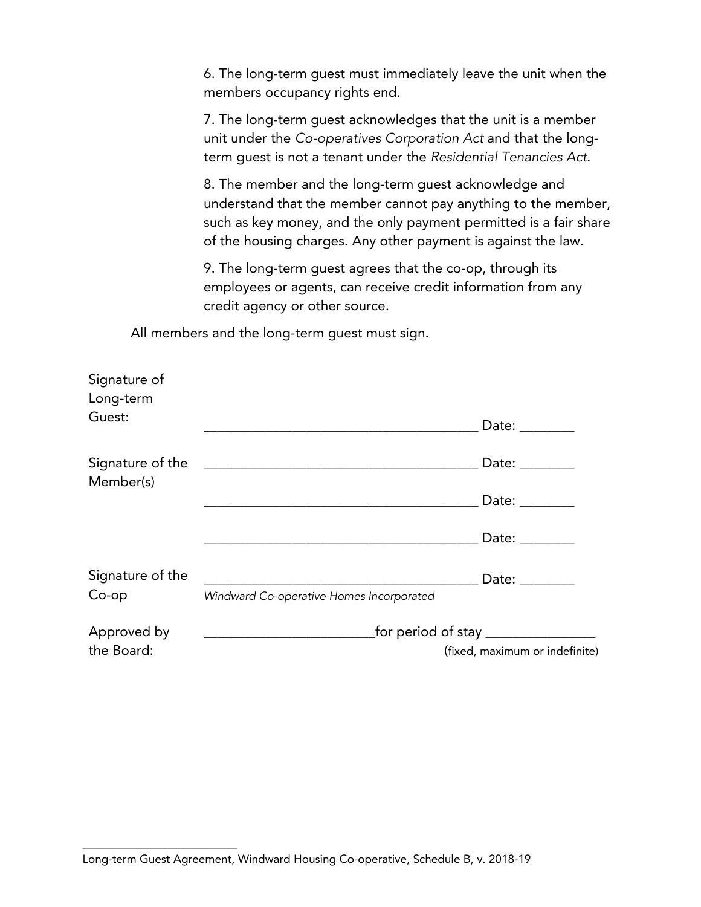6. The long-term guest must immediately leave the unit when the members occupancy rights end.

7. The long-term guest acknowledges that the unit is a member unit under the *Co-operatives Corporation Act* and that the long-term guest is not a tenant under the *Residential Tenancies Act*.

8. The member and the long-term guest acknowledge and understand that the member cannot pay anything to the member, such as key money, and the only payment permitted is a fair share of the housing charges. Any other payment is against the law.

9. The long-term guest agrees that the co-op, through its employees or agents, can receive credit information from any credit agency or other source.

All members and the long-term guest must sign.

| | | |
|---|---|---|
| Signature of Long-term Guest: | ________________________________________ | Date: ________ |
| Signature of the Member(s) | ________________________________________ | Date: ________ |
| | ________________________________________ | Date: ________ |
| | ________________________________________ | Date: ________ |
| Signature of the Co-op | ________________________________________ *Windward Co-operative Homes Incorporated* | Date: ________ |
| Approved by the Board: | ________________________ for period of stay ________________ | (fixed, maximum or indefinite) |

Long-term Guest Agreement, Windward Housing Co-operative, Schedule B, v. 2018-19